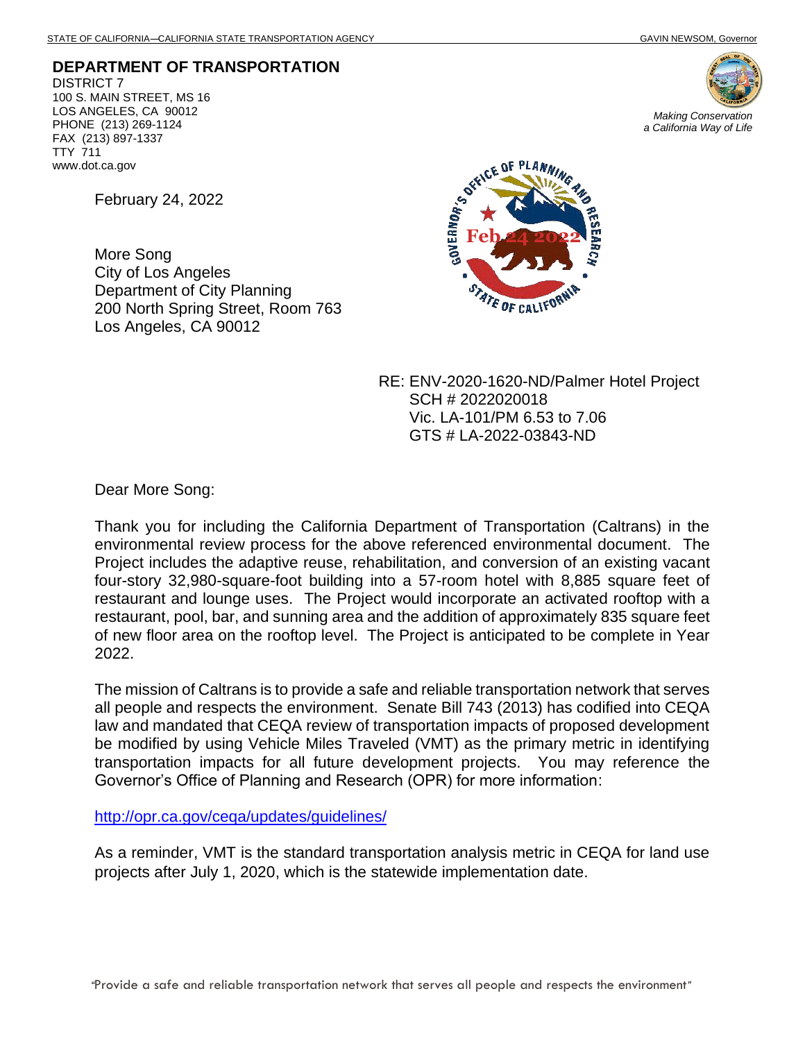STATE OF CALIFORNIA—CALIFORNIA STATE TRANSPORTATION AGENCY GAVIN NEWSOM, Governor

**DEPARTMENT OF TRANSPORTATION**
DISTRICT 7
100 S. MAIN STREET, MS 16
LOS ANGELES, CA 90012
PHONE (213) 269-1124
FAX (213) 897-1337
TTY 711
www.dot.ca.gov

*Making Conservation a California Way of Life*

February 24, 2022

More Song
City of Los Angeles
Department of City Planning
200 North Spring Street, Room 763
Los Angeles, CA 90012

RE: ENV-2020-1620-ND/Palmer Hotel Project
SCH # 2022020018
Vic. LA-101/PM 6.53 to 7.06
GTS # LA-2022-03843-ND

Dear More Song:

Thank you for including the California Department of Transportation (Caltrans) in the environmental review process for the above referenced environmental document. The Project includes the adaptive reuse, rehabilitation, and conversion of an existing vacant four-story 32,980-square-foot building into a 57-room hotel with 8,885 square feet of restaurant and lounge uses. The Project would incorporate an activated rooftop with a restaurant, pool, bar, and sunning area and the addition of approximately 835 square feet of new floor area on the rooftop level. The Project is anticipated to be complete in Year 2022.

The mission of Caltrans is to provide a safe and reliable transportation network that serves all people and respects the environment. Senate Bill 743 (2013) has codified into CEQA law and mandated that CEQA review of transportation impacts of proposed development be modified by using Vehicle Miles Traveled (VMT) as the primary metric in identifying transportation impacts for all future development projects. You may reference the Governor's Office of Planning and Research (OPR) for more information:

http://opr.ca.gov/ceqa/updates/guidelines/

As a reminder, VMT is the standard transportation analysis metric in CEQA for land use projects after July 1, 2020, which is the statewide implementation date.

"Provide a safe and reliable transportation network that serves all people and respects the environment"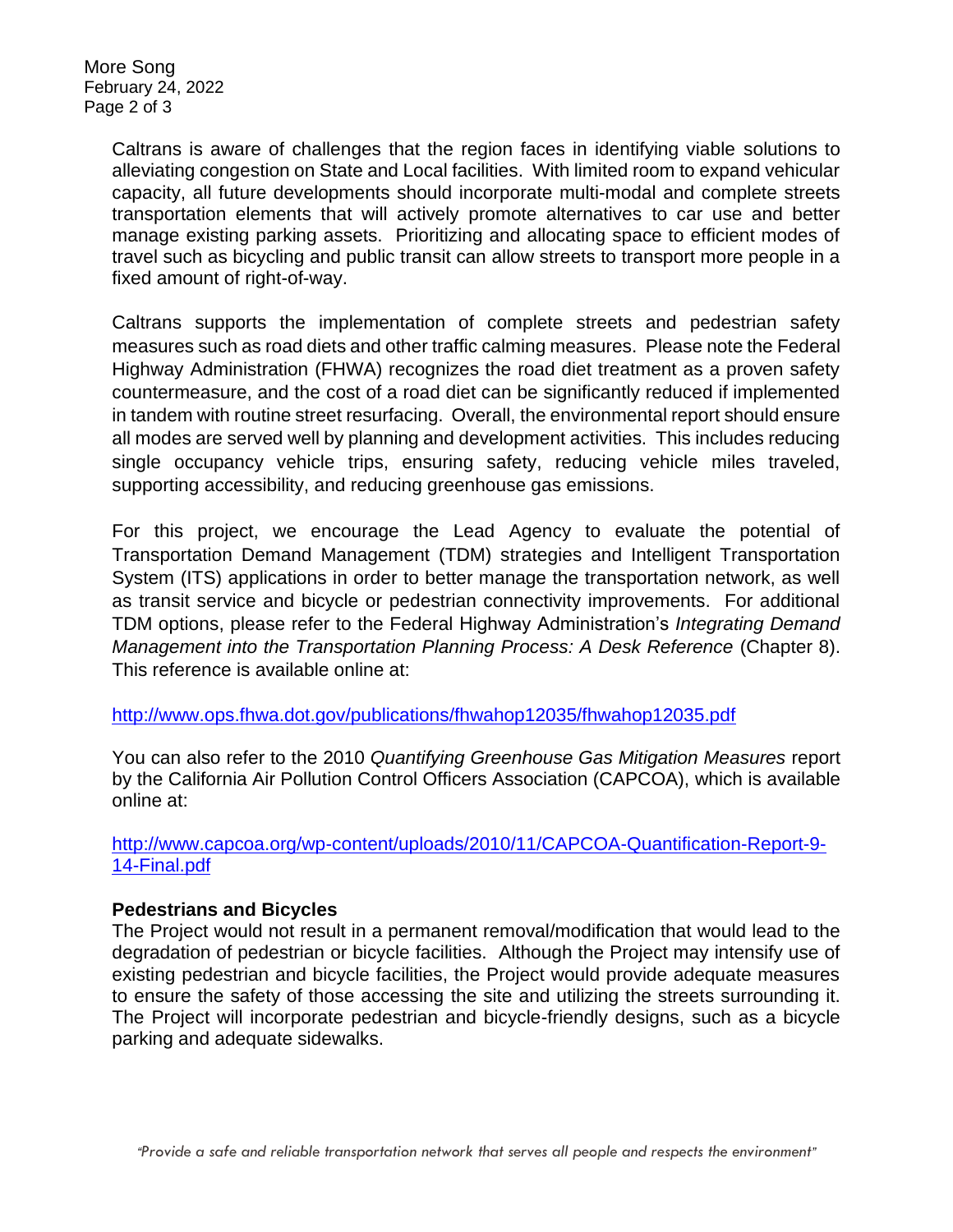Caltrans is aware of challenges that the region faces in identifying viable solutions to alleviating congestion on State and Local facilities. With limited room to expand vehicular capacity, all future developments should incorporate multi-modal and complete streets transportation elements that will actively promote alternatives to car use and better manage existing parking assets. Prioritizing and allocating space to efficient modes of travel such as bicycling and public transit can allow streets to transport more people in a fixed amount of right-of-way.

Caltrans supports the implementation of complete streets and pedestrian safety measures such as road diets and other traffic calming measures. Please note the Federal Highway Administration (FHWA) recognizes the road diet treatment as a proven safety countermeasure, and the cost of a road diet can be significantly reduced if implemented in tandem with routine street resurfacing. Overall, the environmental report should ensure all modes are served well by planning and development activities. This includes reducing single occupancy vehicle trips, ensuring safety, reducing vehicle miles traveled, supporting accessibility, and reducing greenhouse gas emissions.

For this project, we encourage the Lead Agency to evaluate the potential of Transportation Demand Management (TDM) strategies and Intelligent Transportation System (ITS) applications in order to better manage the transportation network, as well as transit service and bicycle or pedestrian connectivity improvements. For additional TDM options, please refer to the Federal Highway Administration's *Integrating Demand Management into the Transportation Planning Process: A Desk Reference* (Chapter 8). This reference is available online at:

http://www.ops.fhwa.dot.gov/publications/fhwahop12035/fhwahop12035.pdf

You can also refer to the 2010 *Quantifying Greenhouse Gas Mitigation Measures* report by the California Air Pollution Control Officers Association (CAPCOA), which is available online at:

http://www.capcoa.org/wp-content/uploads/2010/11/CAPCOA-Quantification-Report-9-14-Final.pdf

**Pedestrians and Bicycles**

The Project would not result in a permanent removal/modification that would lead to the degradation of pedestrian or bicycle facilities. Although the Project may intensify use of existing pedestrian and bicycle facilities, the Project would provide adequate measures to ensure the safety of those accessing the site and utilizing the streets surrounding it. The Project will incorporate pedestrian and bicycle-friendly designs, such as a bicycle parking and adequate sidewalks.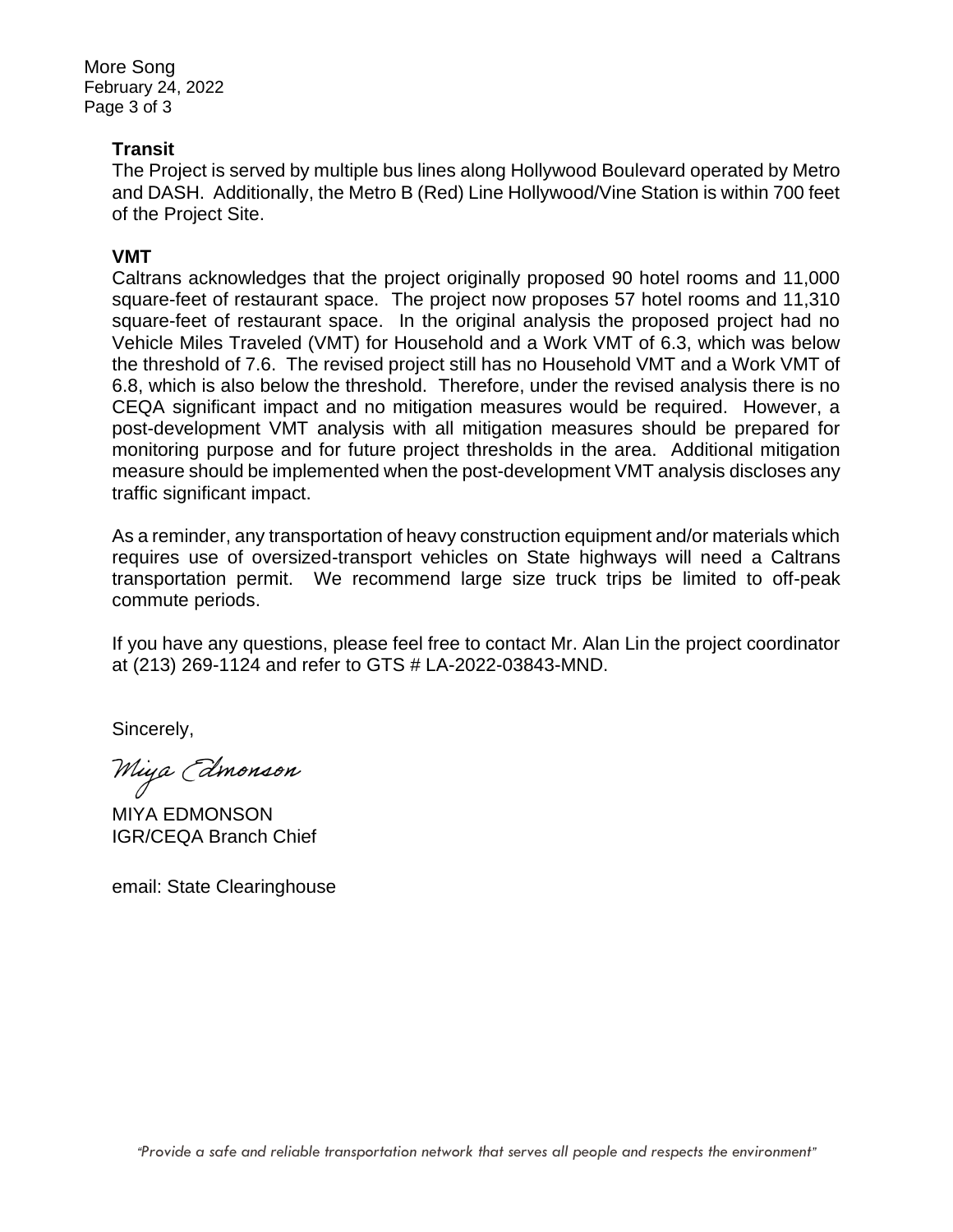**Transit**

The Project is served by multiple bus lines along Hollywood Boulevard operated by Metro and DASH. Additionally, the Metro B (Red) Line Hollywood/Vine Station is within 700 feet of the Project Site.

**VMT**

Caltrans acknowledges that the project originally proposed 90 hotel rooms and 11,000 square-feet of restaurant space. The project now proposes 57 hotel rooms and 11,310 square-feet of restaurant space. In the original analysis the proposed project had no Vehicle Miles Traveled (VMT) for Household and a Work VMT of 6.3, which was below the threshold of 7.6. The revised project still has no Household VMT and a Work VMT of 6.8, which is also below the threshold. Therefore, under the revised analysis there is no CEQA significant impact and no mitigation measures would be required. However, a post-development VMT analysis with all mitigation measures should be prepared for monitoring purpose and for future project thresholds in the area. Additional mitigation measure should be implemented when the post-development VMT analysis discloses any traffic significant impact.

As a reminder, any transportation of heavy construction equipment and/or materials which requires use of oversized-transport vehicles on State highways will need a Caltrans transportation permit. We recommend large size truck trips be limited to off-peak commute periods.

If you have any questions, please feel free to contact Mr. Alan Lin the project coordinator at (213) 269-1124 and refer to GTS # LA-2022-03843-MND.

Sincerely,

*Miya Edmonson*

MIYA EDMONSON
IGR/CEQA Branch Chief

email: State Clearinghouse

*"Provide a safe and reliable transportation network that serves all people and respects the environment"*